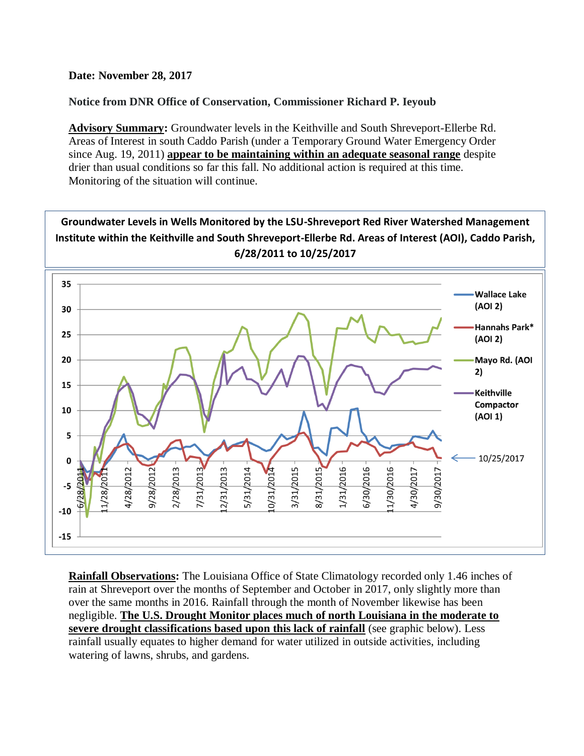**Date: November 28, 2017**

**Notice from DNR Office of Conservation, Commissioner Richard P. Ieyoub**

**Advisory Summary:** Groundwater levels in the Keithville and South Shreveport-Ellerbe Rd. Areas of Interest in south Caddo Parish (under a Temporary Ground Water Emergency Order since Aug. 19, 2011) **appear to be maintaining within an adequate seasonal range** despite drier than usual conditions so far this fall. No additional action is required at this time. Monitoring of the situation will continue.

**Groundwater Levels in Wells Monitored by the LSU-Shreveport Red River Watershed Management Institute within the Keithville and South Shreveport-Ellerbe Rd. Areas of Interest (AOI), Caddo Parish, 6/28/2011 to 10/25/2017**

**Rainfall Observations:** The Louisiana Office of State Climatology recorded only 1.46 inches of rain at Shreveport over the months of September and October in 2017, only slightly more than over the same months in 2016. Rainfall through the month of November likewise has been negligible. **The U.S. Drought Monitor places much of north Louisiana in the moderate to severe drought classifications based upon this lack of rainfall** (see graphic below). Less rainfall usually equates to higher demand for water utilized in outside activities, including watering of lawns, shrubs, and gardens.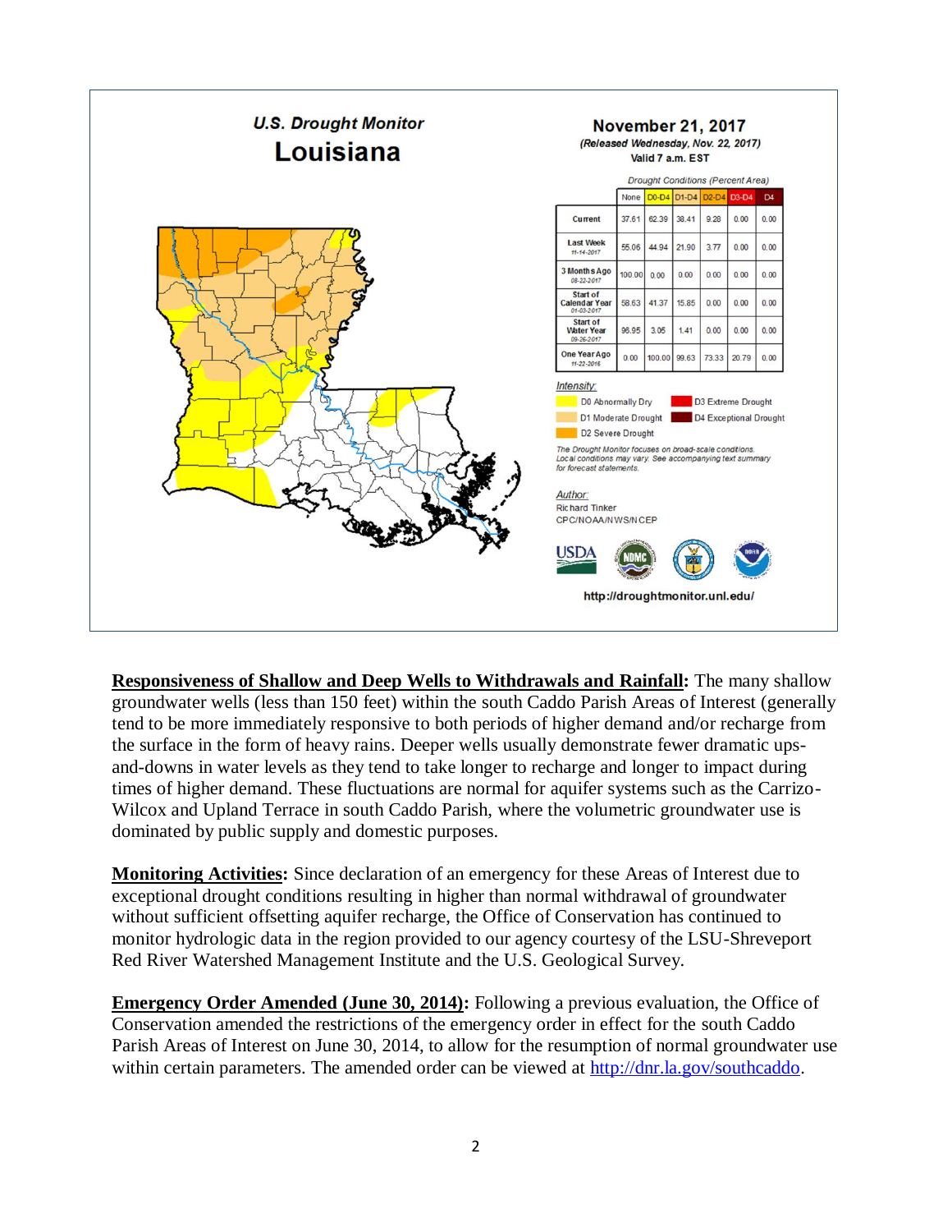**U.S. Drought Monitor**
**Louisiana**

**November 21, 2017**
*(Released Wednesday, Nov. 22, 2017)*
Valid 7 a.m. EST

*Drought Conditions (Percent Area)*

| | None | D0-D4 | D1-D4 | D2-D4 | D3-D4 | D4 |
|---|---|---|---|---|---|---|
| Current | 37.61 | 62.39 | 38.41 | 9.28 | 0.00 | 0.00 |
| Last Week 11-14-2017 | 55.06 | 44.94 | 21.90 | 3.77 | 0.00 | 0.00 |
| 3 Months Ago 08-22-2017 | 100.00 | 0.00 | 0.00 | 0.00 | 0.00 | 0.00 |
| Start of Calendar Year 01-03-2017 | 58.63 | 41.37 | 15.85 | 0.00 | 0.00 | 0.00 |
| Start of Water Year 09-26-2017 | 96.95 | 3.05 | 1.41 | 0.00 | 0.00 | 0.00 |
| One Year Ago 11-22-2016 | 0.00 | 100.00 | 99.63 | 73.33 | 20.79 | 0.00 |

*Intensity:*
- D0 Abnormally Dry
- D1 Moderate Drought
- D2 Severe Drought
- D3 Extreme Drought
- D4 Exceptional Drought

*The Drought Monitor focuses on broad-scale conditions. Local conditions may vary. See accompanying text summary for forecast statements.*

*Author:*
Richard Tinker
CPC/NOAA/NWS/NCEP

http://droughtmonitor.unl.edu/

**Responsiveness of Shallow and Deep Wells to Withdrawals and Rainfall:** The many shallow groundwater wells (less than 150 feet) within the south Caddo Parish Areas of Interest (generally tend to be more immediately responsive to both periods of higher demand and/or recharge from the surface in the form of heavy rains. Deeper wells usually demonstrate fewer dramatic ups-and-downs in water levels as they tend to take longer to recharge and longer to impact during times of higher demand. These fluctuations are normal for aquifer systems such as the Carrizo-Wilcox and Upland Terrace in south Caddo Parish, where the volumetric groundwater use is dominated by public supply and domestic purposes.

**Monitoring Activities:** Since declaration of an emergency for these Areas of Interest due to exceptional drought conditions resulting in higher than normal withdrawal of groundwater without sufficient offsetting aquifer recharge, the Office of Conservation has continued to monitor hydrologic data in the region provided to our agency courtesy of the LSU-Shreveport Red River Watershed Management Institute and the U.S. Geological Survey.

**Emergency Order Amended (June 30, 2014):** Following a previous evaluation, the Office of Conservation amended the restrictions of the emergency order in effect for the south Caddo Parish Areas of Interest on June 30, 2014, to allow for the resumption of normal groundwater use within certain parameters. The amended order can be viewed at [http://dnr.la.gov/southcaddo](http://dnr.la.gov/southcaddo).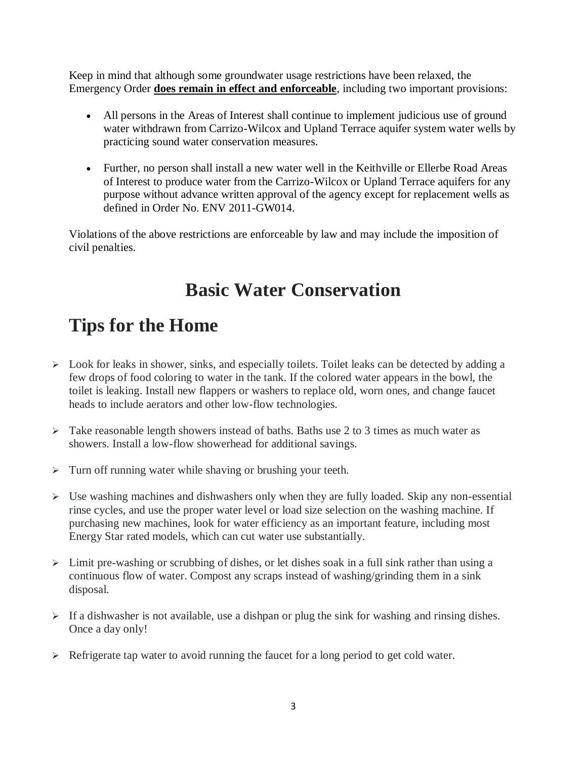Keep in mind that although some groundwater usage restrictions have been relaxed, the Emergency Order **does remain in effect and enforceable**, including two important provisions:

- All persons in the Areas of Interest shall continue to implement judicious use of ground water withdrawn from Carrizo-Wilcox and Upland Terrace aquifer system water wells by practicing sound water conservation measures.

- Further, no person shall install a new water well in the Keithville or Ellerbe Road Areas of Interest to produce water from the Carrizo-Wilcox or Upland Terrace aquifers for any purpose without advance written approval of the agency except for replacement wells as defined in Order No. ENV 2011-GW014.

Violations of the above restrictions are enforceable by law and may include the imposition of civil penalties.

# Basic Water Conservation

# Tips for the Home

- Look for leaks in shower, sinks, and especially toilets. Toilet leaks can be detected by adding a few drops of food coloring to water in the tank. If the colored water appears in the bowl, the toilet is leaking. Install new flappers or washers to replace old, worn ones, and change faucet heads to include aerators and other low-flow technologies.

- Take reasonable length showers instead of baths. Baths use 2 to 3 times as much water as showers. Install a low-flow showerhead for additional savings.

- Turn off running water while shaving or brushing your teeth.

- Use washing machines and dishwashers only when they are fully loaded. Skip any non-essential rinse cycles, and use the proper water level or load size selection on the washing machine. If purchasing new machines, look for water efficiency as an important feature, including most Energy Star rated models, which can cut water use substantially.

- Limit pre-washing or scrubbing of dishes, or let dishes soak in a full sink rather than using a continuous flow of water. Compost any scraps instead of washing/grinding them in a sink disposal.

- If a dishwasher is not available, use a dishpan or plug the sink for washing and rinsing dishes. Once a day only!

- Refrigerate tap water to avoid running the faucet for a long period to get cold water.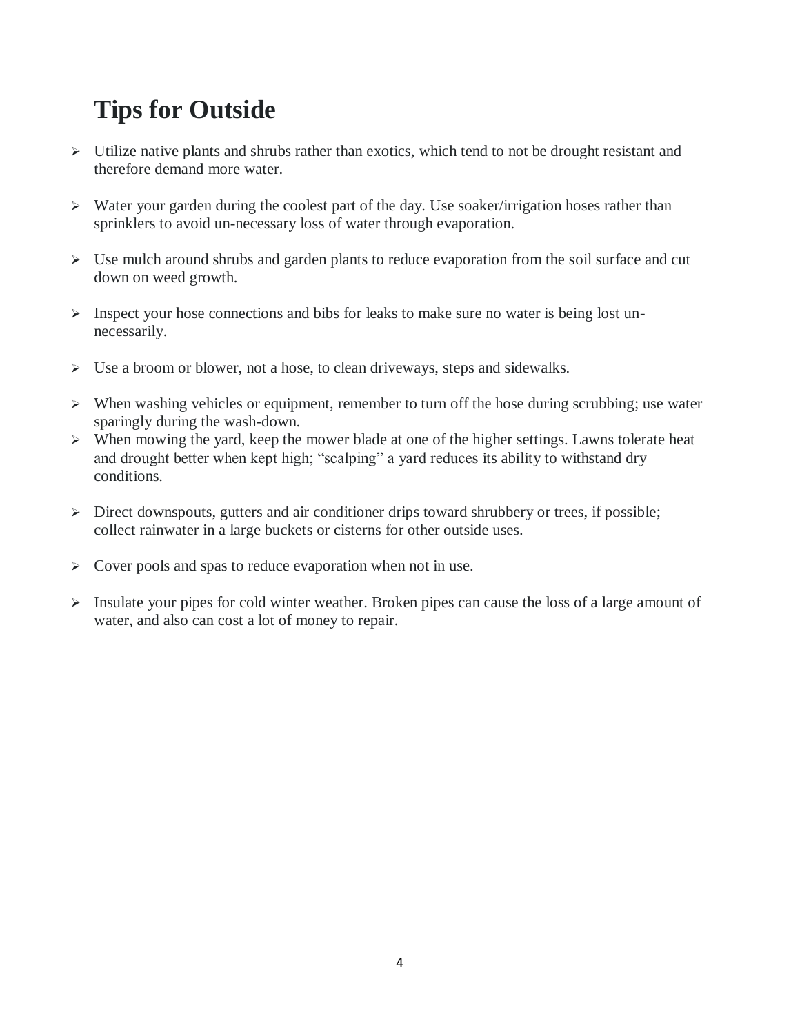# Tips for Outside

- Utilize native plants and shrubs rather than exotics, which tend to not be drought resistant and therefore demand more water.

- Water your garden during the coolest part of the day. Use soaker/irrigation hoses rather than sprinklers to avoid un-necessary loss of water through evaporation.

- Use mulch around shrubs and garden plants to reduce evaporation from the soil surface and cut down on weed growth.

- Inspect your hose connections and bibs for leaks to make sure no water is being lost un-necessarily.

- Use a broom or blower, not a hose, to clean driveways, steps and sidewalks.

- When washing vehicles or equipment, remember to turn off the hose during scrubbing; use water sparingly during the wash-down.
- When mowing the yard, keep the mower blade at one of the higher settings. Lawns tolerate heat and drought better when kept high; "scalping" a yard reduces its ability to withstand dry conditions.

- Direct downspouts, gutters and air conditioner drips toward shrubbery or trees, if possible; collect rainwater in a large buckets or cisterns for other outside uses.

- Cover pools and spas to reduce evaporation when not in use.

- Insulate your pipes for cold winter weather. Broken pipes can cause the loss of a large amount of water, and also can cost a lot of money to repair.